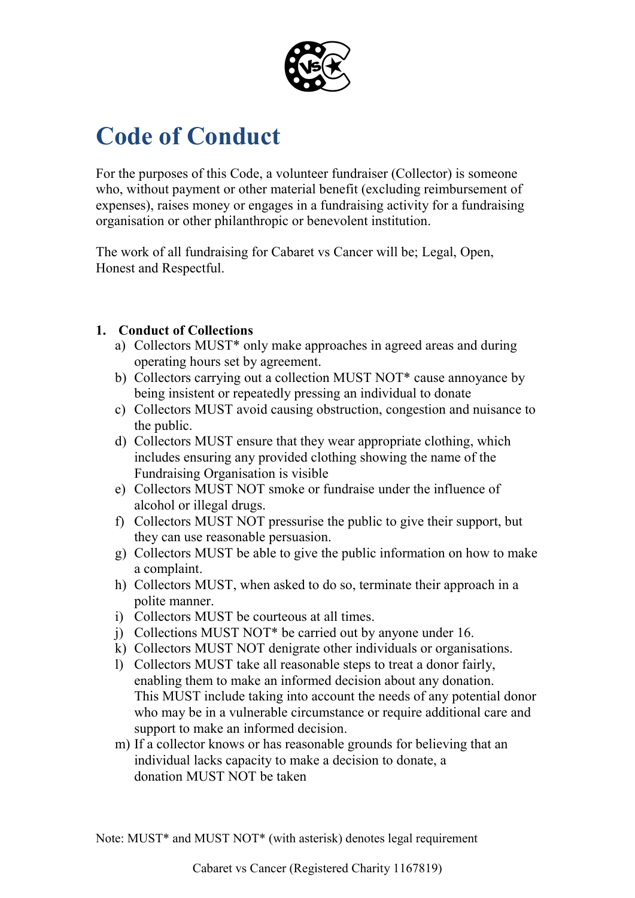# Code of Conduct

For the purposes of this Code, a volunteer fundraiser (Collector) is someone who, without payment or other material benefit (excluding reimbursement of expenses), raises money or engages in a fundraising activity for a fundraising organisation or other philanthropic or benevolent institution.

The work of all fundraising for Cabaret vs Cancer will be; Legal, Open, Honest and Respectful.

## 1. Conduct of Collections

a) Collectors MUST* only make approaches in agreed areas and during operating hours set by agreement.

b) Collectors carrying out a collection MUST NOT* cause annoyance by being insistent or repeatedly pressing an individual to donate

c) Collectors MUST avoid causing obstruction, congestion and nuisance to the public.

d) Collectors MUST ensure that they wear appropriate clothing, which includes ensuring any provided clothing showing the name of the Fundraising Organisation is visible

e) Collectors MUST NOT smoke or fundraise under the influence of alcohol or illegal drugs.

f) Collectors MUST NOT pressurise the public to give their support, but they can use reasonable persuasion.

g) Collectors MUST be able to give the public information on how to make a complaint.

h) Collectors MUST, when asked to do so, terminate their approach in a polite manner.

i) Collectors MUST be courteous at all times.

j) Collections MUST NOT* be carried out by anyone under 16.

k) Collectors MUST NOT denigrate other individuals or organisations.

l) Collectors MUST take all reasonable steps to treat a donor fairly, enabling them to make an informed decision about any donation. This MUST include taking into account the needs of any potential donor who may be in a vulnerable circumstance or require additional care and support to make an informed decision.

m) If a collector knows or has reasonable grounds for believing that an individual lacks capacity to make a decision to donate, a donation MUST NOT be taken

Note: MUST* and MUST NOT* (with asterisk) denotes legal requirement

Cabaret vs Cancer (Registered Charity 1167819)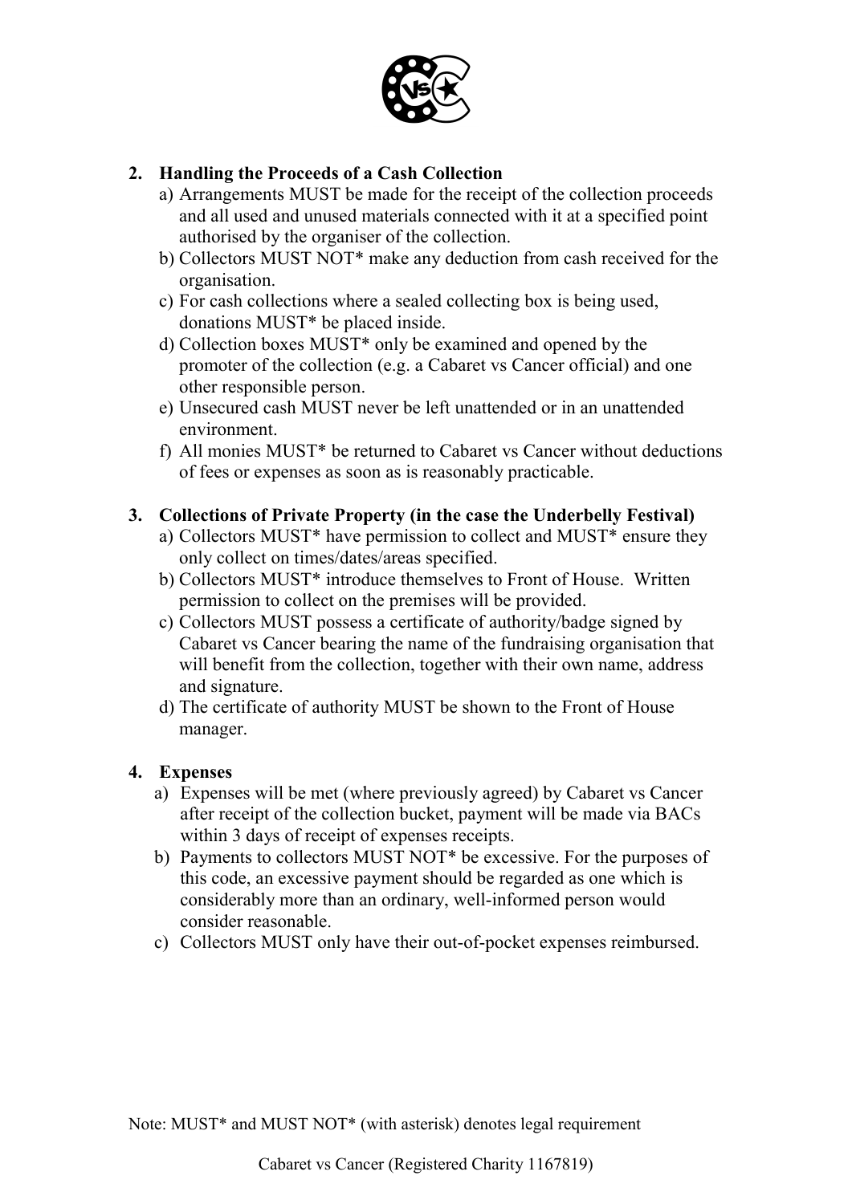## 2. Handling the Proceeds of a Cash Collection

a) Arrangements MUST be made for the receipt of the collection proceeds and all used and unused materials connected with it at a specified point authorised by the organiser of the collection.

b) Collectors MUST NOT* make any deduction from cash received for the organisation.

c) For cash collections where a sealed collecting box is being used, donations MUST* be placed inside.

d) Collection boxes MUST* only be examined and opened by the promoter of the collection (e.g. a Cabaret vs Cancer official) and one other responsible person.

e) Unsecured cash MUST never be left unattended or in an unattended environment.

f) All monies MUST* be returned to Cabaret vs Cancer without deductions of fees or expenses as soon as is reasonably practicable.

## 3. Collections of Private Property (in the case the Underbelly Festival)

a) Collectors MUST* have permission to collect and MUST* ensure they only collect on times/dates/areas specified.

b) Collectors MUST* introduce themselves to Front of House. Written permission to collect on the premises will be provided.

c) Collectors MUST possess a certificate of authority/badge signed by Cabaret vs Cancer bearing the name of the fundraising organisation that will benefit from the collection, together with their own name, address and signature.

d) The certificate of authority MUST be shown to the Front of House manager.

## 4. Expenses

a) Expenses will be met (where previously agreed) by Cabaret vs Cancer after receipt of the collection bucket, payment will be made via BACs within 3 days of receipt of expenses receipts.

b) Payments to collectors MUST NOT* be excessive. For the purposes of this code, an excessive payment should be regarded as one which is considerably more than an ordinary, well-informed person would consider reasonable.

c) Collectors MUST only have their out-of-pocket expenses reimbursed.

Note: MUST* and MUST NOT* (with asterisk) denotes legal requirement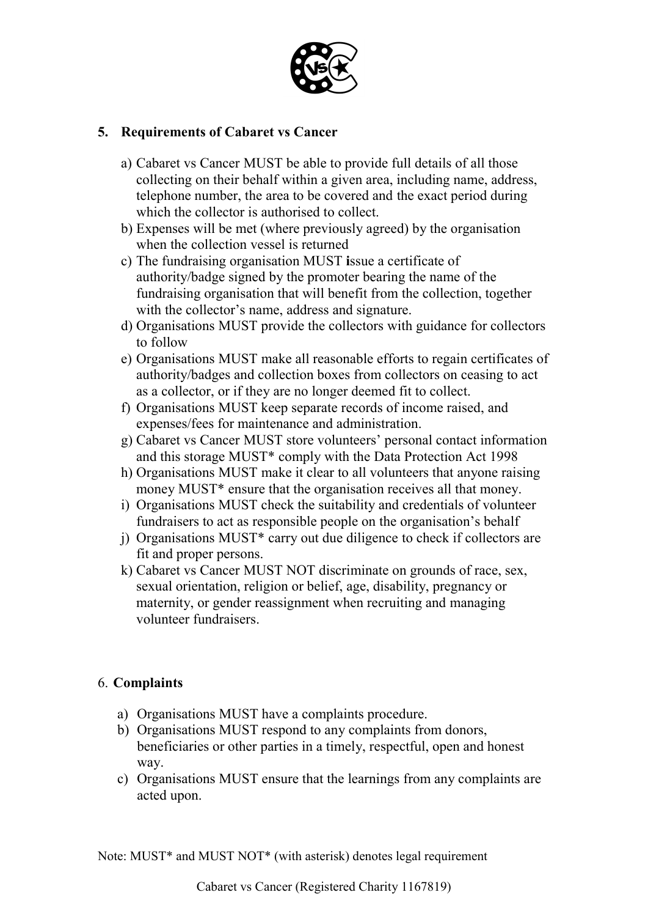## 5. Requirements of Cabaret vs Cancer

a) Cabaret vs Cancer MUST be able to provide full details of all those collecting on their behalf within a given area, including name, address, telephone number, the area to be covered and the exact period during which the collector is authorised to collect.

b) Expenses will be met (where previously agreed) by the organisation when the collection vessel is returned

c) The fundraising organisation MUST **i**ssue a certificate of authority/badge signed by the promoter bearing the name of the fundraising organisation that will benefit from the collection, together with the collector's name, address and signature.

d) Organisations MUST provide the collectors with guidance for collectors to follow

e) Organisations MUST make all reasonable efforts to regain certificates of authority/badges and collection boxes from collectors on ceasing to act as a collector, or if they are no longer deemed fit to collect.

f) Organisations MUST keep separate records of income raised, and expenses/fees for maintenance and administration.

g) Cabaret vs Cancer MUST store volunteers' personal contact information and this storage MUST* comply with the Data Protection Act 1998

h) Organisations MUST make it clear to all volunteers that anyone raising money MUST* ensure that the organisation receives all that money.

i) Organisations MUST check the suitability and credentials of volunteer fundraisers to act as responsible people on the organisation's behalf

j) Organisations MUST* carry out due diligence to check if collectors are fit and proper persons.

k) Cabaret vs Cancer MUST NOT discriminate on grounds of race, sex, sexual orientation, religion or belief, age, disability, pregnancy or maternity, or gender reassignment when recruiting and managing volunteer fundraisers.

## 6. Complaints

a) Organisations MUST have a complaints procedure.

b) Organisations MUST respond to any complaints from donors, beneficiaries or other parties in a timely, respectful, open and honest way.

c) Organisations MUST ensure that the learnings from any complaints are acted upon.

Note: MUST* and MUST NOT* (with asterisk) denotes legal requirement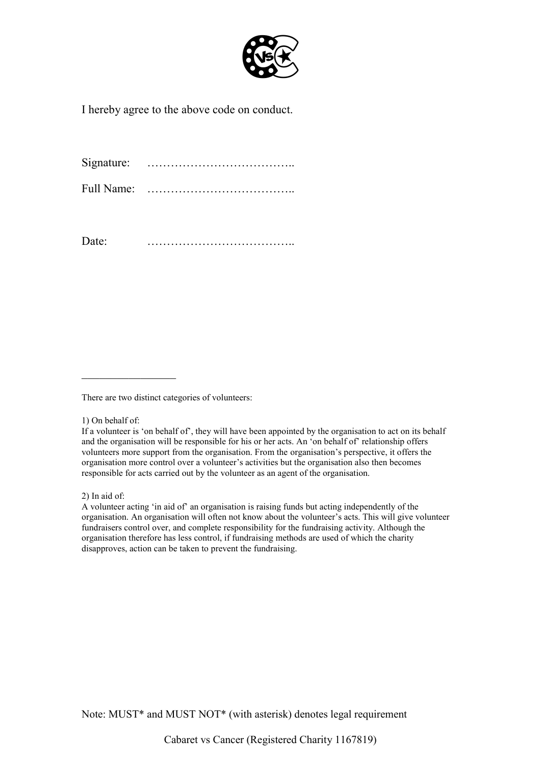I hereby agree to the above code on conduct.

Signature: ………………………………..

Full Name: ………………………………..

Date: ………………………………..

---

There are two distinct categories of volunteers:

1) On behalf of:
If a volunteer is 'on behalf of', they will have been appointed by the organisation to act on its behalf and the organisation will be responsible for his or her acts. An 'on behalf of' relationship offers volunteers more support from the organisation. From the organisation's perspective, it offers the organisation more control over a volunteer's activities but the organisation also then becomes responsible for acts carried out by the volunteer as an agent of the organisation.

2) In aid of:
A volunteer acting 'in aid of' an organisation is raising funds but acting independently of the organisation. An organisation will often not know about the volunteer's acts. This will give volunteer fundraisers control over, and complete responsibility for the fundraising activity. Although the organisation therefore has less control, if fundraising methods are used of which the charity disapproves, action can be taken to prevent the fundraising.

Note: MUST* and MUST NOT* (with asterisk) denotes legal requirement

Cabaret vs Cancer (Registered Charity 1167819)